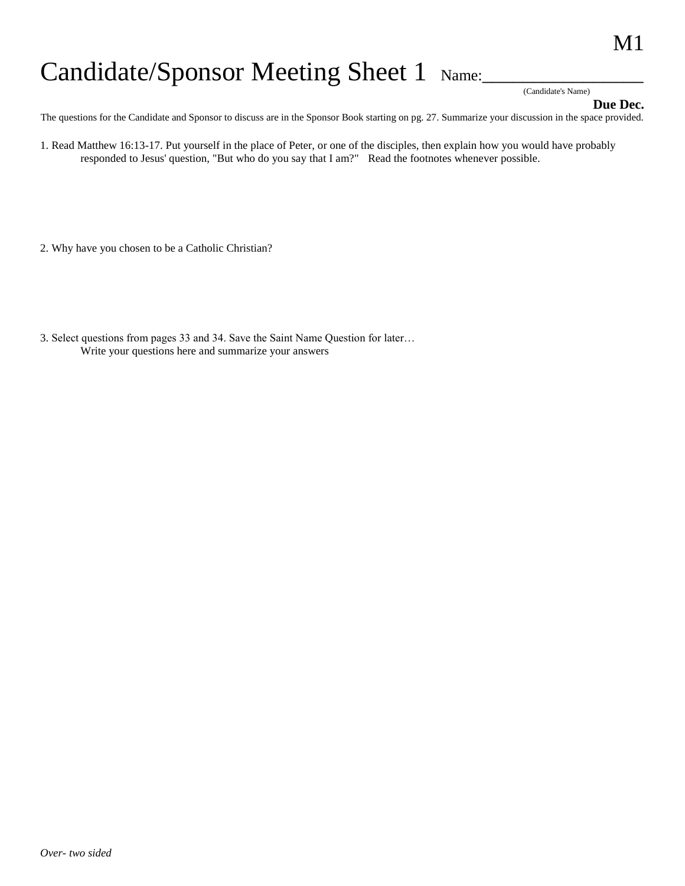M1

# Candidate/Sponsor Meeting Sheet 1 Name:_________________

(Candidate's Name)

**Due Dec.**

The questions for the Candidate and Sponsor to discuss are in the Sponsor Book starting on pg. 27. Summarize your discussion in the space provided.

1. Read Matthew 16:13-17. Put yourself in the place of Peter, or one of the disciples, then explain how you would have probably responded to Jesus' question, "But who do you say that I am?" Read the footnotes whenever possible.

2. Why have you chosen to be a Catholic Christian?

3. Select questions from pages 33 and 34. Save the Saint Name Question for later…
   Write your questions here and summarize your answers

*Over- two sided*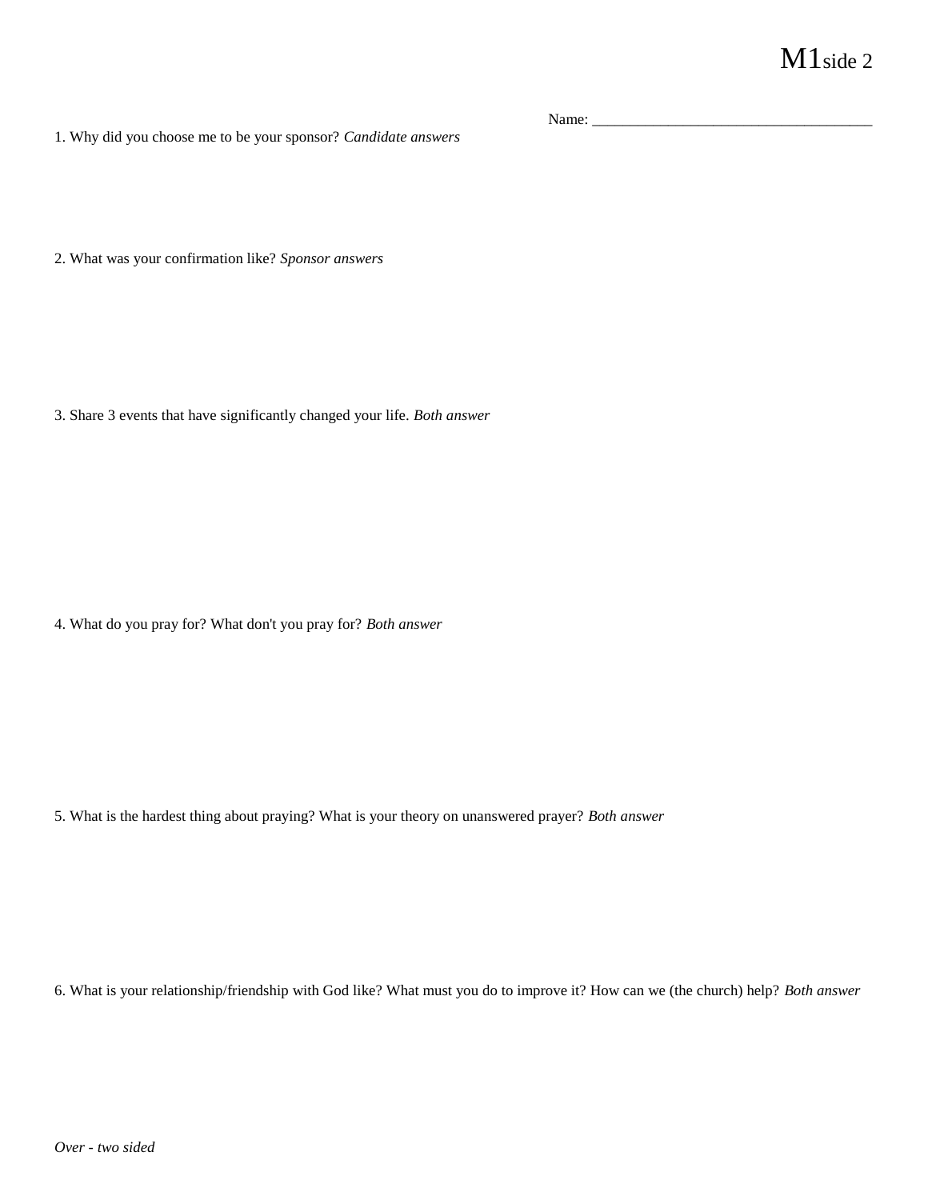M1side 2

Name: ____________________________________

1. Why did you choose me to be your sponsor? *Candidate answers*

2. What was your confirmation like? *Sponsor answers*

3. Share 3 events that have significantly changed your life. *Both answer*

4. What do you pray for? What don't you pray for? *Both answer*

5. What is the hardest thing about praying? What is your theory on unanswered prayer? *Both answer*

6. What is your relationship/friendship with God like? What must you do to improve it? How can we (the church) help? *Both answer*

*Over - two sided*